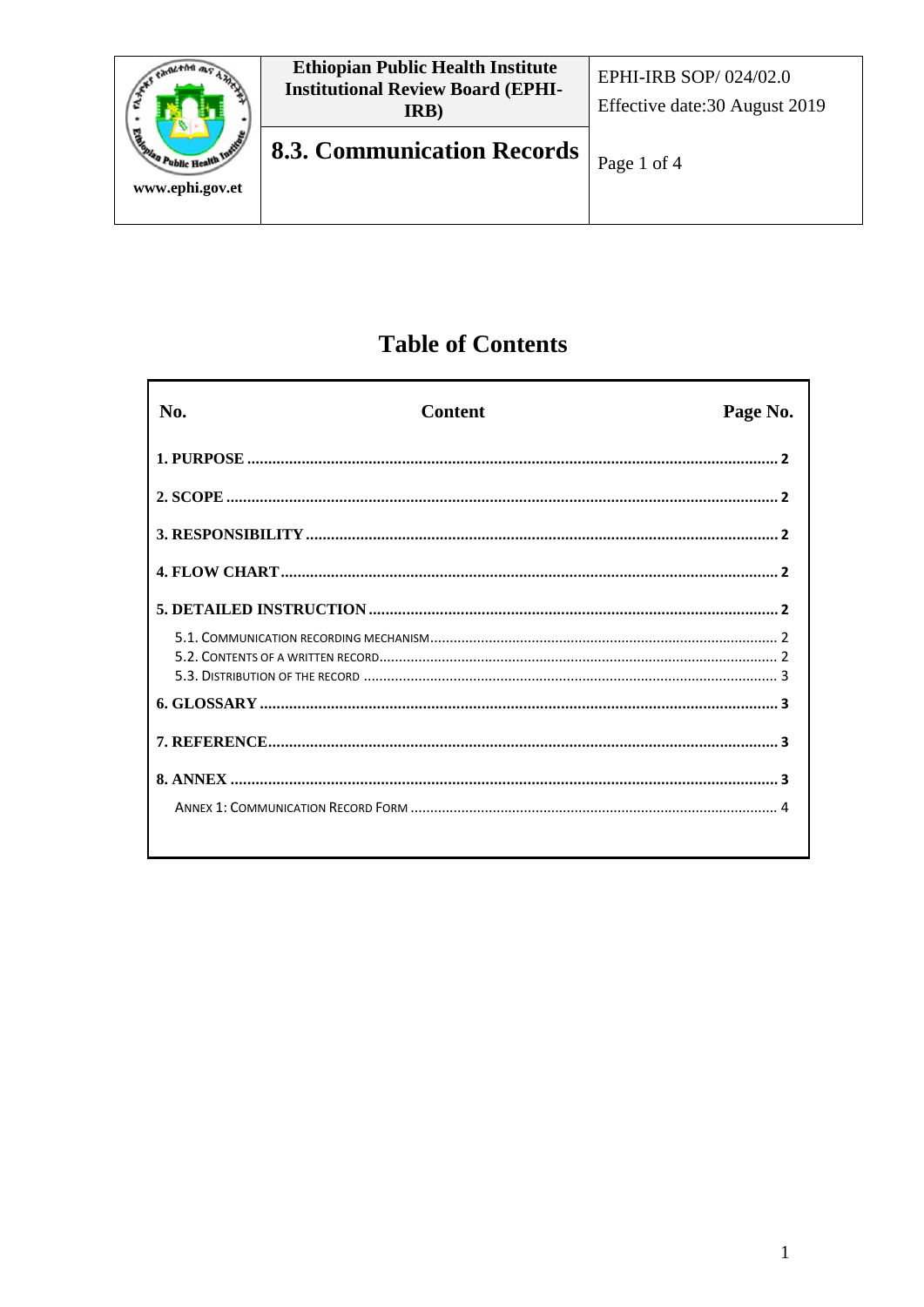| | Ethiopian Public Health Institute Institutional Review Board (EPHI-IRB) | EPHI-IRB SOP/ 024/02.0 Effective date:30 August 2019 |
|---|---|---|
| www.ephi.gov.et | **8.3. Communication Records** | |

# Table of Contents

| No. | Content | Page No. |
|---|---|---|
| **1. PURPOSE** | | **2** |
| **2. SCOPE** | | **2** |
| **3. RESPONSIBILITY** | | **2** |
| **4. FLOW CHART** | | **2** |
| **5. DETAILED INSTRUCTION** | | **2** |
| 5.1. Communication recording mechanism | | 2 |
| 5.2. Contents of a written record | | 2 |
| 5.3. Distribution of the record | | 3 |
| **6. GLOSSARY** | | **3** |
| **7. REFERENCE** | | **3** |
| **8. ANNEX** | | **3** |
| Annex 1: Communication Record Form | | 4 |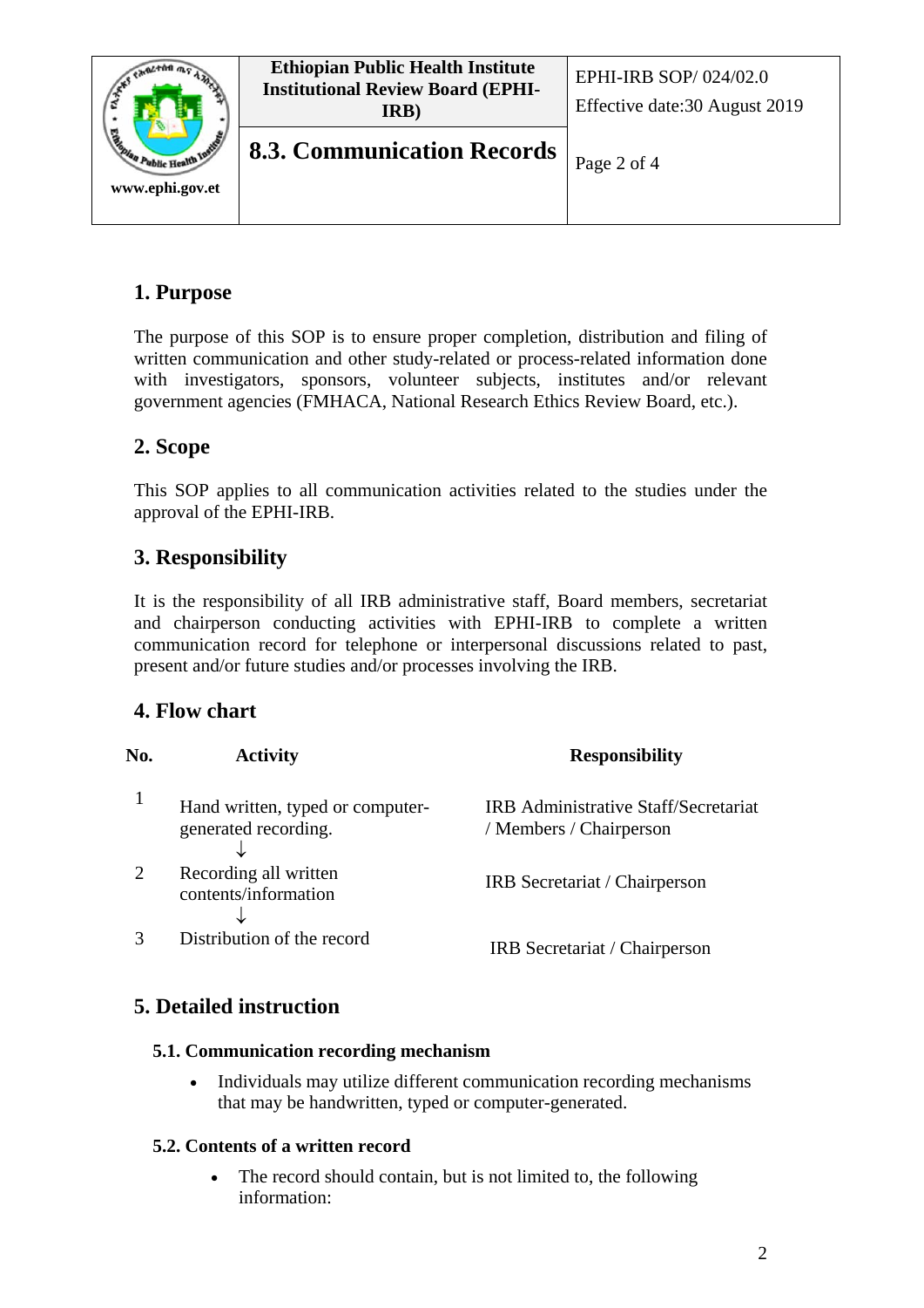## 1. Purpose

The purpose of this SOP is to ensure proper completion, distribution and filing of written communication and other study-related or process-related information done with investigators, sponsors, volunteer subjects, institutes and/or relevant government agencies (FMHACA, National Research Ethics Review Board, etc.).

## 2. Scope

This SOP applies to all communication activities related to the studies under the approval of the EPHI-IRB.

## 3. Responsibility

It is the responsibility of all IRB administrative staff, Board members, secretariat and chairperson conducting activities with EPHI-IRB to complete a written communication record for telephone or interpersonal discussions related to past, present and/or future studies and/or processes involving the IRB.

## 4. Flow chart

| No. | Activity | Responsibility |
|---|---|---|
| 1 | Hand written, typed or computer-generated recording. ↓ | IRB Administrative Staff/Secretariat / Members / Chairperson |
| 2 | Recording all written contents/information ↓ | IRB Secretariat / Chairperson |
| 3 | Distribution of the record | IRB Secretariat / Chairperson |

## 5. Detailed instruction

### 5.1. Communication recording mechanism

- Individuals may utilize different communication recording mechanisms that may be handwritten, typed or computer-generated.

### 5.2. Contents of a written record

- The record should contain, but is not limited to, the following information: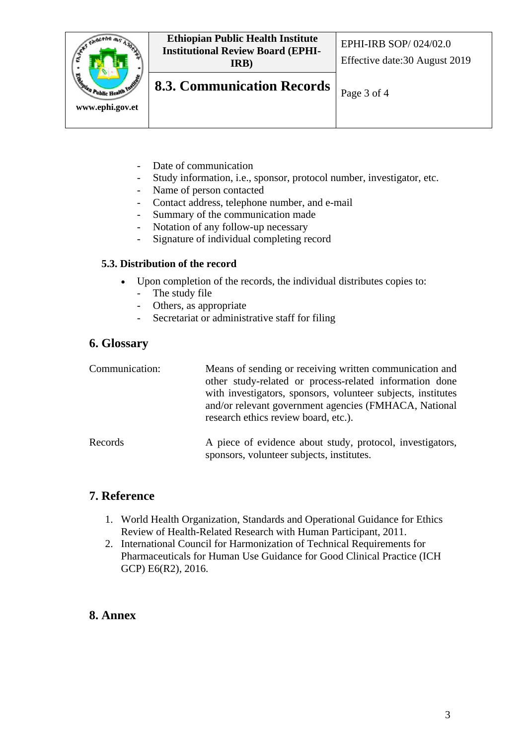- Date of communication
- Study information, i.e., sponsor, protocol number, investigator, etc.
- Name of person contacted
- Contact address, telephone number, and e-mail
- Summary of the communication made
- Notation of any follow-up necessary
- Signature of individual completing record

### 5.3. Distribution of the record

- Upon completion of the records, the individual distributes copies to:
  - The study file
  - Others, as appropriate
  - Secretariat or administrative staff for filing

## 6. Glossary

| | |
|---|---|
| Communication: | Means of sending or receiving written communication and other study-related or process-related information done with investigators, sponsors, volunteer subjects, institutes and/or relevant government agencies (FMHACA, National research ethics review board, etc.). |
| Records | A piece of evidence about study, protocol, investigators, sponsors, volunteer subjects, institutes. |

## 7. Reference

1. World Health Organization, Standards and Operational Guidance for Ethics Review of Health-Related Research with Human Participant, 2011.
2. International Council for Harmonization of Technical Requirements for Pharmaceuticals for Human Use Guidance for Good Clinical Practice (ICH GCP) E6(R2), 2016.

## 8. Annex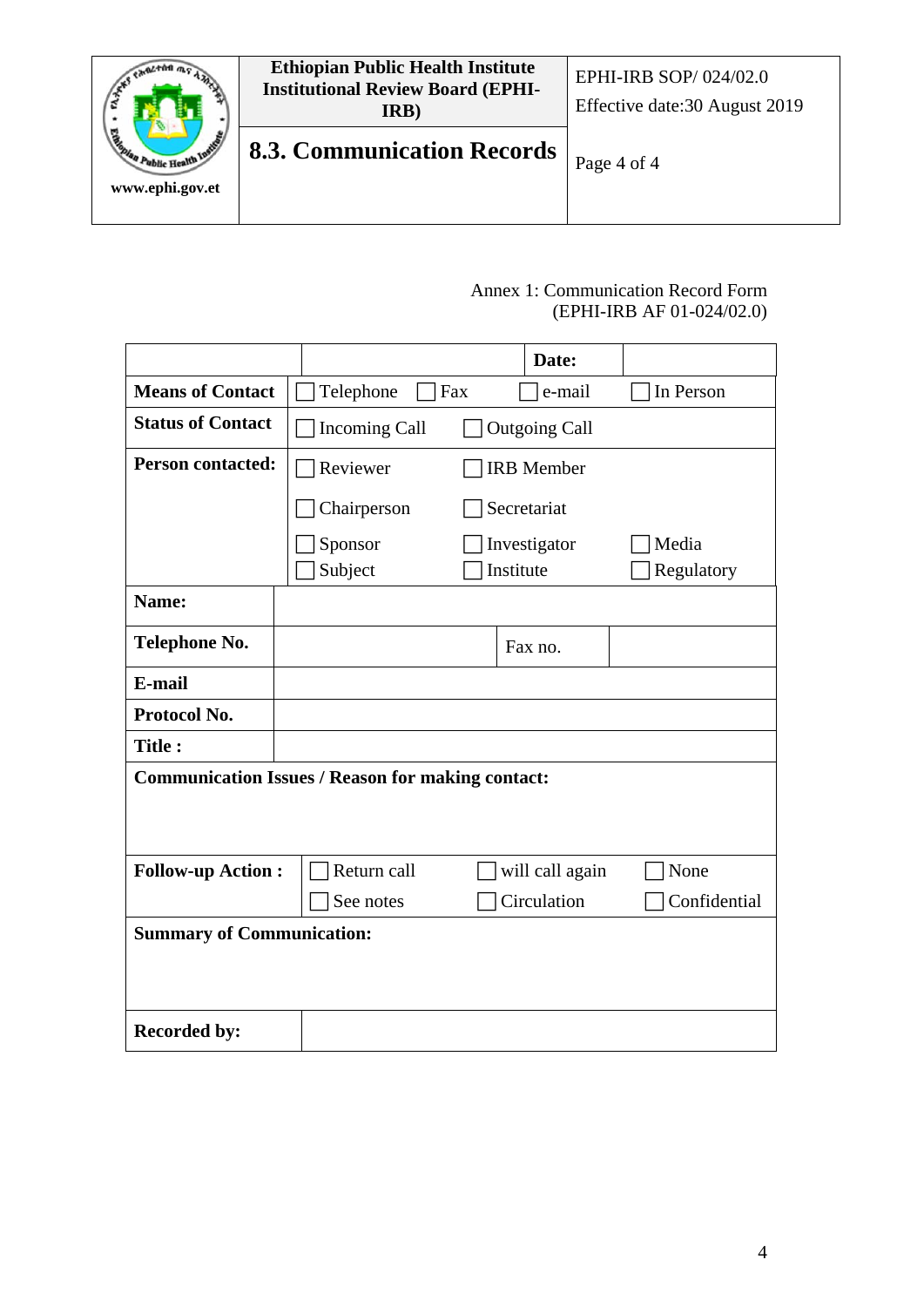Annex 1: Communication Record Form
(EPHI-IRB AF 01-024/02.0)

| | | | |
|---|---|---|---|
| | | **Date:** | |
| **Means of Contact** | ☐ Telephone ☐ Fax | ☐ e-mail | ☐ In Person |
| **Status of Contact** | ☐ Incoming Call | ☐ Outgoing Call | |
| **Person contacted:** | ☐ Reviewer<br>☐ Chairperson<br>☐ Sponsor<br>☐ Subject | ☐ IRB Member<br>☐ Secretariat<br>☐ Investigator<br>☐ Institute | <br><br>☐ Media<br>☐ Regulatory |
| **Name:** | | | |
| **Telephone No.** | | Fax no. | |
| **E-mail** | | | |
| **Protocol No.** | | | |
| **Title :** | | | |
| **Communication Issues / Reason for making contact:** | | | |
| **Follow-up Action :** | ☐ Return call<br>☐ See notes | ☐ will call again<br>☐ Circulation | ☐ None<br>☐ Confidential |
| **Summary of Communication:** | | | |
| **Recorded by:** | | | |